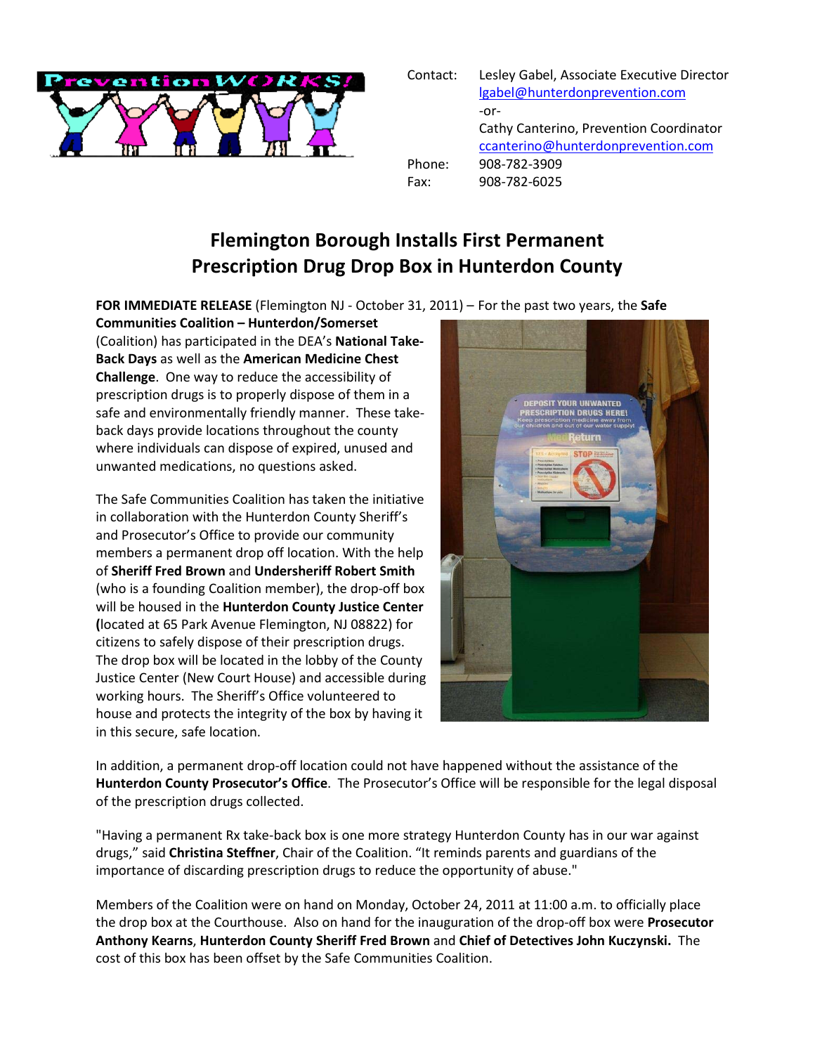Contact: Lesley Gabel, Associate Executive Director
lgabel@hunterdonprevention.com
-or-
Cathy Canterino, Prevention Coordinator
ccanterino@hunterdonprevention.com
Phone: 908-782-3909
Fax: 908-782-6025

# Flemington Borough Installs First Permanent Prescription Drug Drop Box in Hunterdon County

**FOR IMMEDIATE RELEASE** (Flemington NJ - October 31, 2011) – For the past two years, the **Safe Communities Coalition – Hunterdon/Somerset** (Coalition) has participated in the DEA's **National Take-Back Days** as well as the **American Medicine Chest Challenge**. One way to reduce the accessibility of prescription drugs is to properly dispose of them in a safe and environmentally friendly manner. These take-back days provide locations throughout the county where individuals can dispose of expired, unused and unwanted medications, no questions asked.

The Safe Communities Coalition has taken the initiative in collaboration with the Hunterdon County Sheriff's and Prosecutor's Office to provide our community members a permanent drop off location. With the help of **Sheriff Fred Brown** and **Undersheriff Robert Smith** (who is a founding Coalition member), the drop-off box will be housed in the **Hunterdon County Justice Center (**located at 65 Park Avenue Flemington, NJ 08822) for citizens to safely dispose of their prescription drugs. The drop box will be located in the lobby of the County Justice Center (New Court House) and accessible during working hours. The Sheriff's Office volunteered to house and protects the integrity of the box by having it in this secure, safe location.

In addition, a permanent drop-off location could not have happened without the assistance of the **Hunterdon County Prosecutor's Office**. The Prosecutor's Office will be responsible for the legal disposal of the prescription drugs collected.

"Having a permanent Rx take-back box is one more strategy Hunterdon County has in our war against drugs," said **Christina Steffner**, Chair of the Coalition. "It reminds parents and guardians of the importance of discarding prescription drugs to reduce the opportunity of abuse."

Members of the Coalition were on hand on Monday, October 24, 2011 at 11:00 a.m. to officially place the drop box at the Courthouse. Also on hand for the inauguration of the drop-off box were **Prosecutor Anthony Kearns**, **Hunterdon County Sheriff Fred Brown** and **Chief of Detectives John Kuczynski.** The cost of this box has been offset by the Safe Communities Coalition.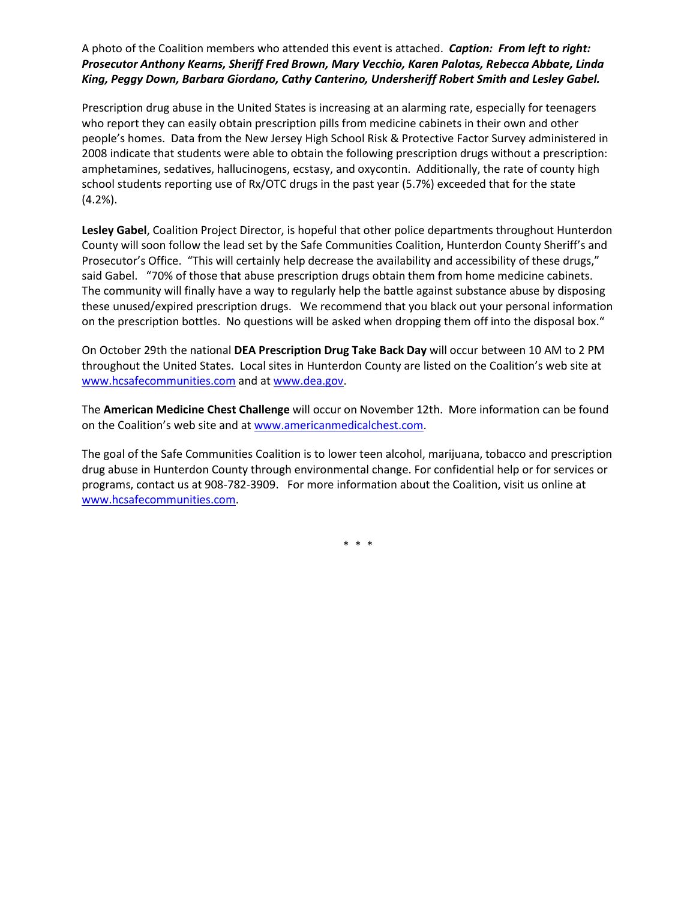A photo of the Coalition members who attended this event is attached. ***Caption: From left to right: Prosecutor Anthony Kearns, Sheriff Fred Brown, Mary Vecchio, Karen Palotas, Rebecca Abbate, Linda King, Peggy Down, Barbara Giordano, Cathy Canterino, Undersheriff Robert Smith and Lesley Gabel.***

Prescription drug abuse in the United States is increasing at an alarming rate, especially for teenagers who report they can easily obtain prescription pills from medicine cabinets in their own and other people's homes. Data from the New Jersey High School Risk & Protective Factor Survey administered in 2008 indicate that students were able to obtain the following prescription drugs without a prescription: amphetamines, sedatives, hallucinogens, ecstasy, and oxycontin. Additionally, the rate of county high school students reporting use of Rx/OTC drugs in the past year (5.7%) exceeded that for the state (4.2%).

**Lesley Gabel**, Coalition Project Director, is hopeful that other police departments throughout Hunterdon County will soon follow the lead set by the Safe Communities Coalition, Hunterdon County Sheriff's and Prosecutor's Office. "This will certainly help decrease the availability and accessibility of these drugs," said Gabel. "70% of those that abuse prescription drugs obtain them from home medicine cabinets. The community will finally have a way to regularly help the battle against substance abuse by disposing these unused/expired prescription drugs. We recommend that you black out your personal information on the prescription bottles. No questions will be asked when dropping them off into the disposal box."

On October 29th the national **DEA Prescription Drug Take Back Day** will occur between 10 AM to 2 PM throughout the United States. Local sites in Hunterdon County are listed on the Coalition's web site at www.hcsafecommunities.com and at www.dea.gov.

The **American Medicine Chest Challenge** will occur on November 12th. More information can be found on the Coalition's web site and at www.americanmedicalchest.com.

The goal of the Safe Communities Coalition is to lower teen alcohol, marijuana, tobacco and prescription drug abuse in Hunterdon County through environmental change. For confidential help or for services or programs, contact us at 908-782-3909. For more information about the Coalition, visit us online at www.hcsafecommunities.com.

\* \* \*